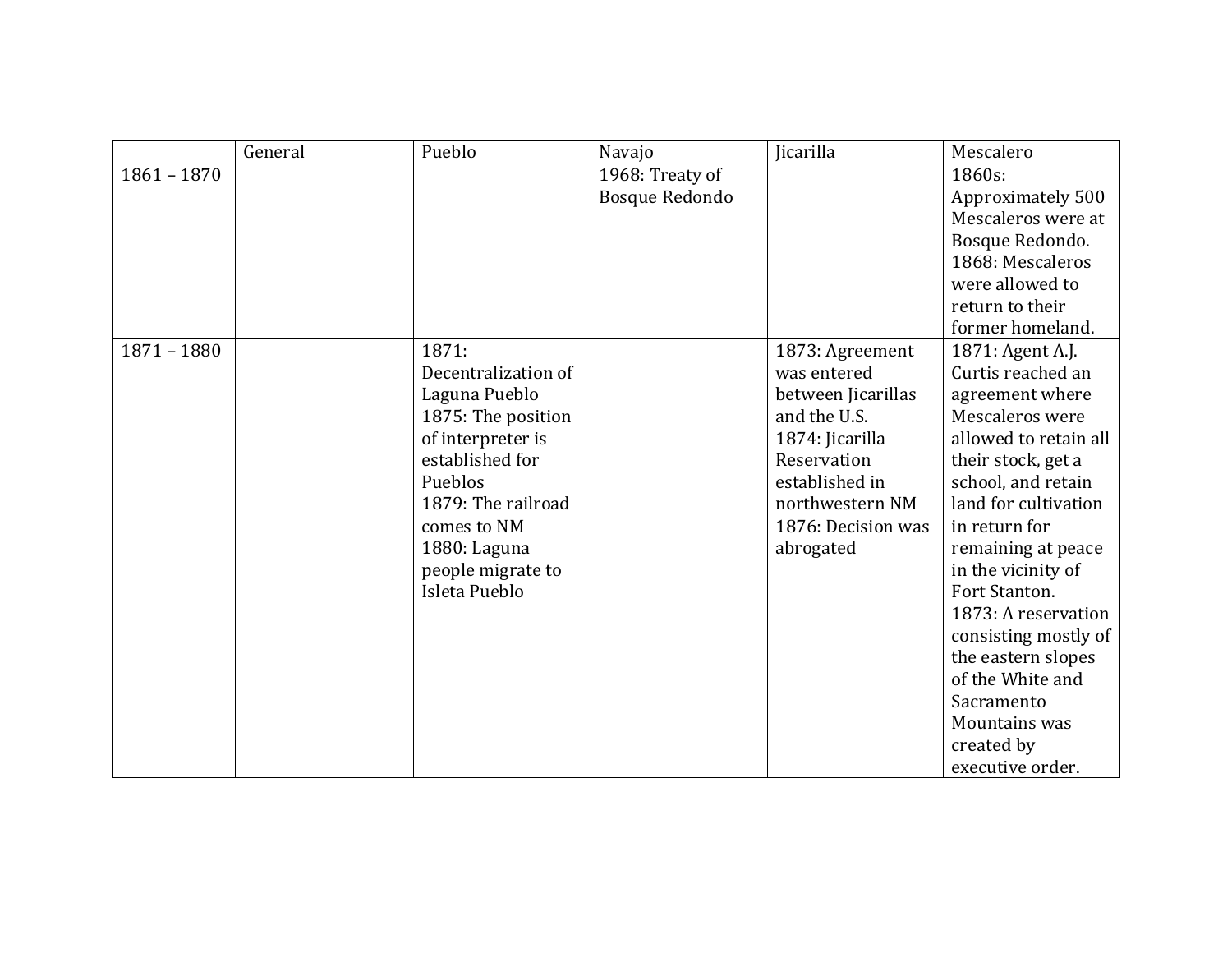| | General | Pueblo | Navajo | Jicarilla | Mescalero |
|---|---|---|---|---|---|
| 1861 – 1870 | | | 1968: Treaty of Bosque Redondo | | 1860s: Approximately 500 Mescaleros were at Bosque Redondo.<br>1868: Mescaleros were allowed to return to their former homeland. |
| 1871 – 1880 | | 1871: Decentralization of Laguna Pueblo<br>1875: The position of interpreter is established for Pueblos<br>1879: The railroad comes to NM<br>1880: Laguna people migrate to Isleta Pueblo | | 1873: Agreement was entered between Jicarillas and the U.S.<br>1874: Jicarilla Reservation established in northwestern NM<br>1876: Decision was abrogated | 1871: Agent A.J. Curtis reached an agreement where Mescaleros were allowed to retain all their stock, get a school, and retain land for cultivation in return for remaining at peace in the vicinity of Fort Stanton.<br>1873: A reservation consisting mostly of the eastern slopes of the White and Sacramento Mountains was created by executive order. |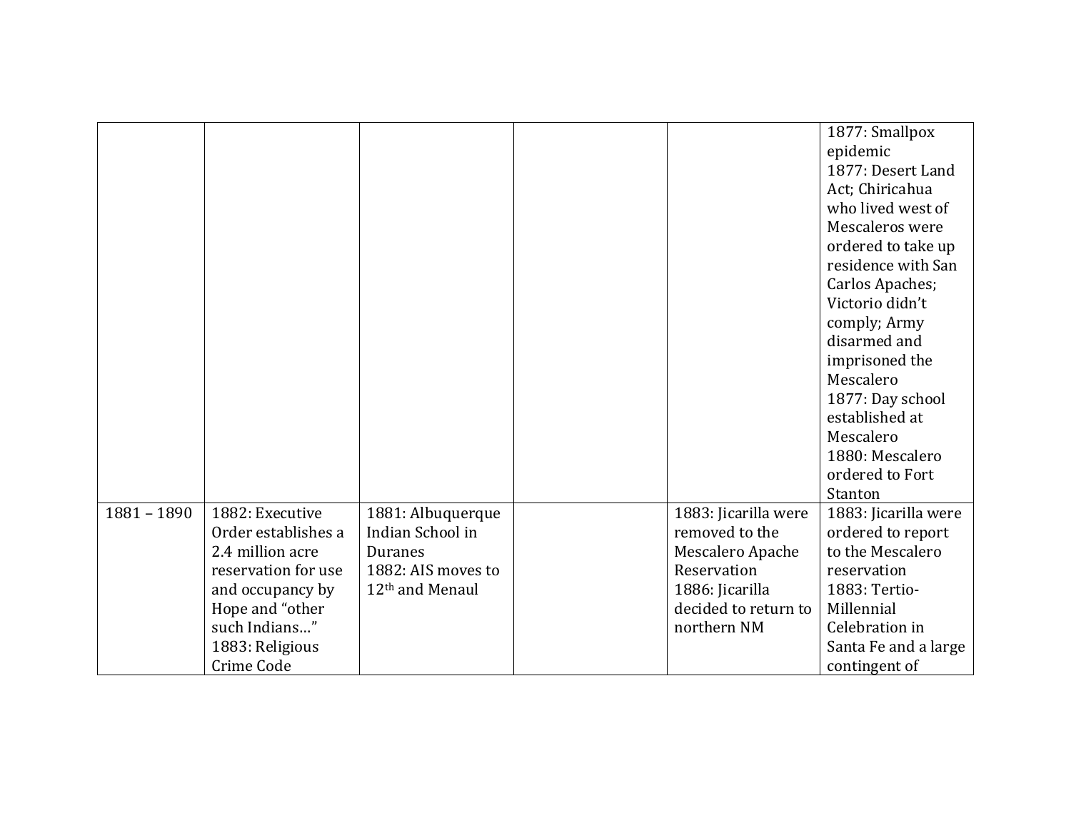| | | | | | |
|---|---|---|---|---|---|
| | | | | | 1877: Smallpox epidemic<br>1877: Desert Land Act; Chiricahua who lived west of Mescaleros were ordered to take up residence with San Carlos Apaches; Victorio didn't comply; Army disarmed and imprisoned the Mescalero<br>1877: Day school established at Mescalero<br>1880: Mescalero ordered to Fort Stanton |
| 1881 – 1890 | 1882: Executive Order establishes a 2.4 million acre reservation for use and occupancy by Hope and "other such Indians…"<br>1883: Religious Crime Code | 1881: Albuquerque Indian School in Duranes<br>1882: AIS moves to 12th and Menaul | | 1883: Jicarilla were removed to the Mescalero Apache Reservation<br>1886: Jicarilla decided to return to northern NM | 1883: Jicarilla were ordered to report to the Mescalero reservation<br>1883: Tertio-Millennial Celebration in Santa Fe and a large contingent of |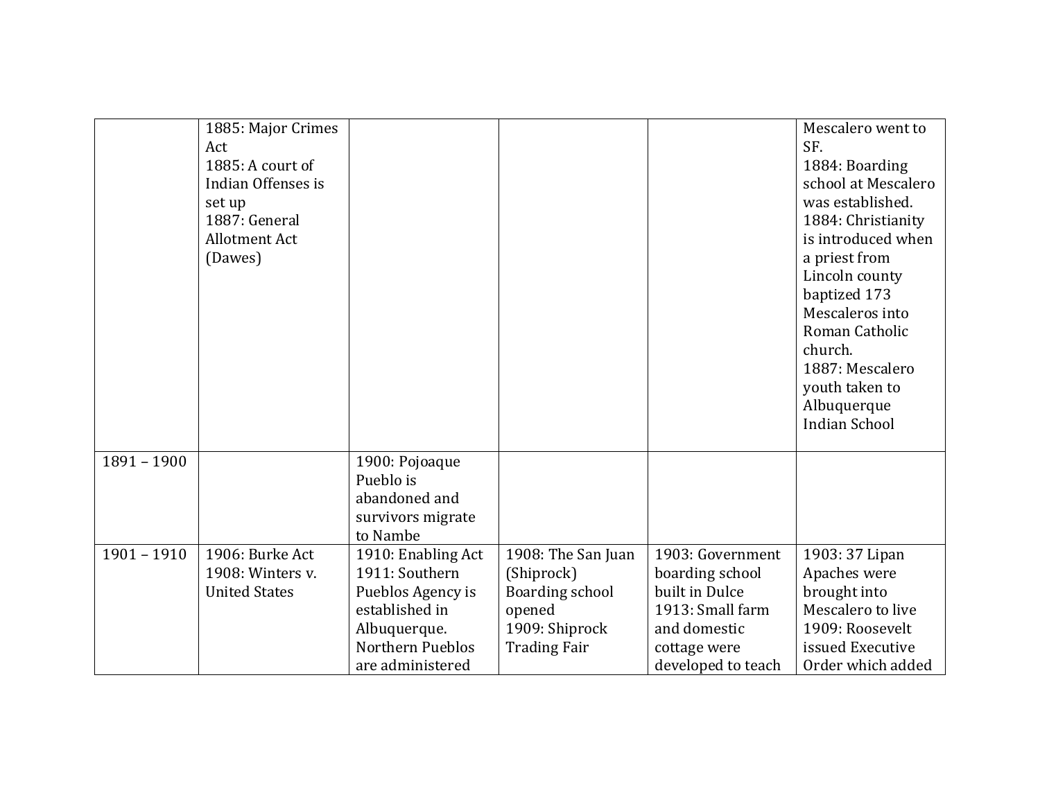| | | | | | |
|---|---|---|---|---|---|
| | 1885: Major Crimes Act<br>1885: A court of Indian Offenses is set up<br>1887: General Allotment Act (Dawes) | | | | Mescalero went to SF.<br>1884: Boarding school at Mescalero was established.<br>1884: Christianity is introduced when a priest from Lincoln county baptized 173 Mescaleros into Roman Catholic church.<br>1887: Mescalero youth taken to Albuquerque Indian School |
| 1891 – 1900 | | 1900: Pojoaque Pueblo is abandoned and survivors migrate to Nambe | | | |
| 1901 – 1910 | 1906: Burke Act<br>1908: Winters v. United States | 1910: Enabling Act<br>1911: Southern Pueblos Agency is established in Albuquerque. Northern Pueblos are administered | 1908: The San Juan (Shiprock) Boarding school opened<br>1909: Shiprock Trading Fair | 1903: Government boarding school built in Dulce<br>1913: Small farm and domestic cottage were developed to teach | 1903: 37 Lipan Apaches were brought into Mescalero to live<br>1909: Roosevelt issued Executive Order which added |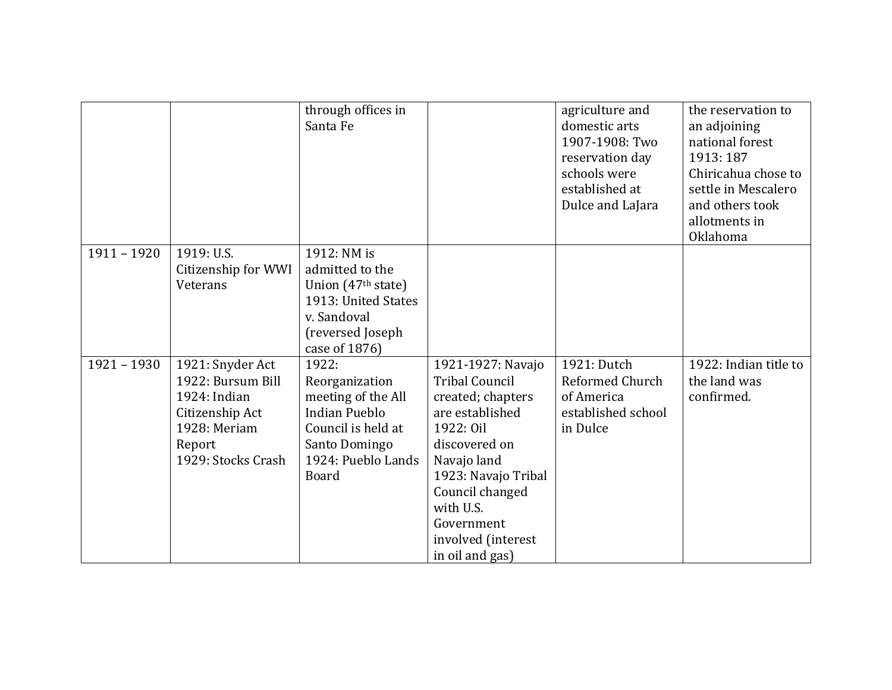| | | | | | |
|---|---|---|---|---|---|
| | | through offices in Santa Fe | | agriculture and domestic arts<br>1907-1908: Two reservation day schools were established at Dulce and LaJara | the reservation to an adjoining national forest<br>1913: 187 Chiricahua chose to settle in Mescalero and others took allotments in Oklahoma |
| 1911 – 1920 | 1919: U.S. Citizenship for WWI Veterans | 1912: NM is admitted to the Union (47th state)<br>1913: United States v. Sandoval (reversed Joseph case of 1876) | | | |
| 1921 – 1930 | 1921: Snyder Act<br>1922: Bursum Bill<br>1924: Indian Citizenship Act<br>1928: Meriam Report<br>1929: Stocks Crash | 1922: Reorganization meeting of the All Indian Pueblo Council is held at Santo Domingo<br>1924: Pueblo Lands Board | 1921-1927: Navajo Tribal Council created; chapters are established<br>1922: Oil discovered on Navajo land<br>1923: Navajo Tribal Council changed with U.S. Government involved (interest in oil and gas) | 1921: Dutch Reformed Church of America established school in Dulce | 1922: Indian title to the land was confirmed. |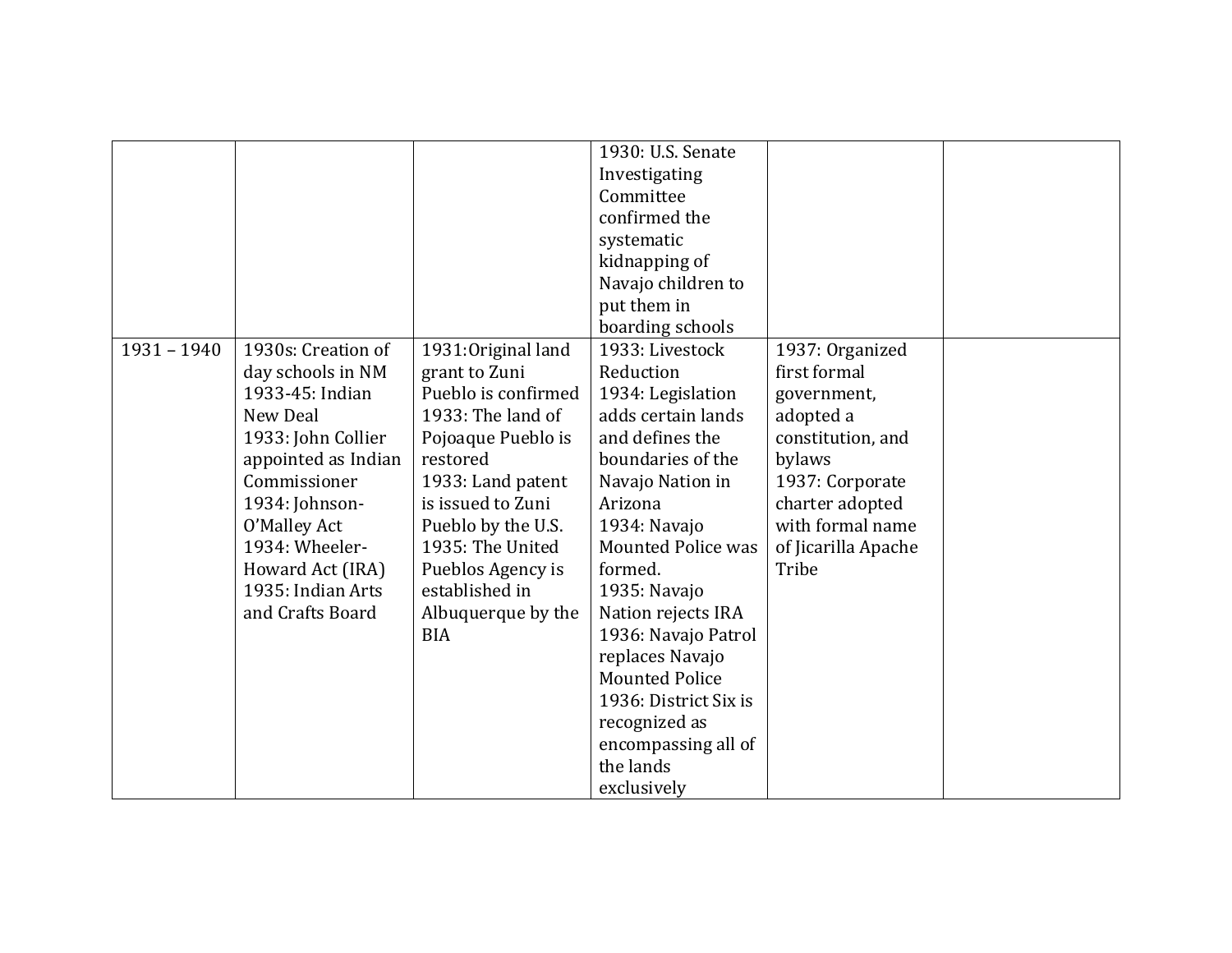| | | | | | |
|---|---|---|---|---|---|
| | | | 1930: U.S. Senate Investigating Committee confirmed the systematic kidnapping of Navajo children to put them in boarding schools | | |
| 1931 – 1940 | 1930s: Creation of day schools in NM<br>1933-45: Indian New Deal<br>1933: John Collier appointed as Indian Commissioner<br>1934: Johnson-O'Malley Act<br>1934: Wheeler-Howard Act (IRA)<br>1935: Indian Arts and Crafts Board | 1931: Original land grant to Zuni Pueblo is confirmed<br>1933: The land of Pojoaque Pueblo is restored<br>1933: Land patent is issued to Zuni Pueblo by the U.S.<br>1935: The United Pueblos Agency is established in Albuquerque by the BIA | 1933: Livestock Reduction<br>1934: Legislation adds certain lands and defines the boundaries of the Navajo Nation in Arizona<br>1934: Navajo Mounted Police was formed.<br>1935: Navajo Nation rejects IRA<br>1936: Navajo Patrol replaces Navajo Mounted Police<br>1936: District Six is recognized as encompassing all of the lands exclusively | 1937: Organized first formal government, adopted a constitution, and bylaws<br>1937: Corporate charter adopted with formal name of Jicarilla Apache Tribe | |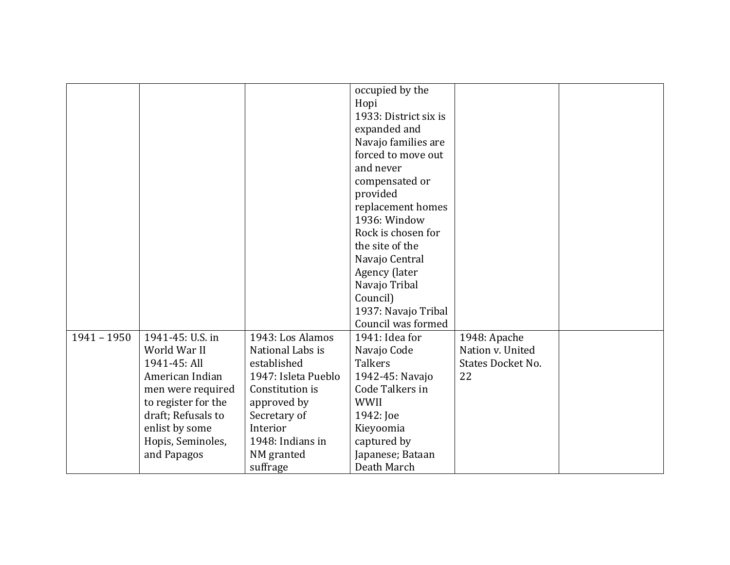| | | | | | |
|---|---|---|---|---|---|
| | | | occupied by the Hopi<br>1933: District six is expanded and Navajo families are forced to move out and never compensated or provided replacement homes<br>1936: Window Rock is chosen for the site of the Navajo Central Agency (later Navajo Tribal Council)<br>1937: Navajo Tribal Council was formed | | |
| 1941 – 1950 | 1941-45: U.S. in World War II<br>1941-45: All American Indian men were required to register for the draft; Refusals to enlist by some Hopis, Seminoles, and Papagos | 1943: Los Alamos National Labs is established<br>1947: Isleta Pueblo Constitution is approved by Secretary of Interior<br>1948: Indians in NM granted suffrage | 1941: Idea for Navajo Code Talkers<br>1942-45: Navajo Code Talkers in WWII<br>1942: Joe Kieyoomia captured by Japanese; Bataan Death March | 1948: Apache Nation v. United States Docket No. 22 | |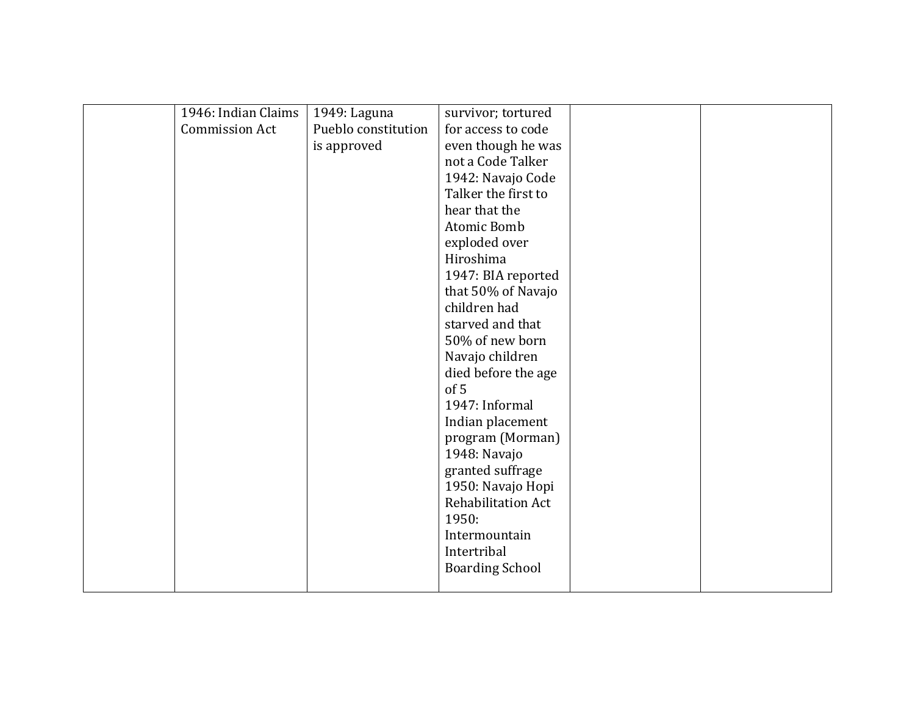| | | | | | |
|---|---|---|---|---|---|
| | 1946: Indian Claims Commission Act | 1949: Laguna Pueblo constitution is approved | survivor; tortured for access to code even though he was not a Code Talker<br>1942: Navajo Code Talker the first to hear that the Atomic Bomb exploded over Hiroshima<br>1947: BIA reported that 50% of Navajo children had starved and that 50% of new born Navajo children died before the age of 5<br>1947: Informal Indian placement program (Morman)<br>1948: Navajo granted suffrage<br>1950: Navajo Hopi Rehabilitation Act<br>1950: Intermountain Intertribal Boarding School | | |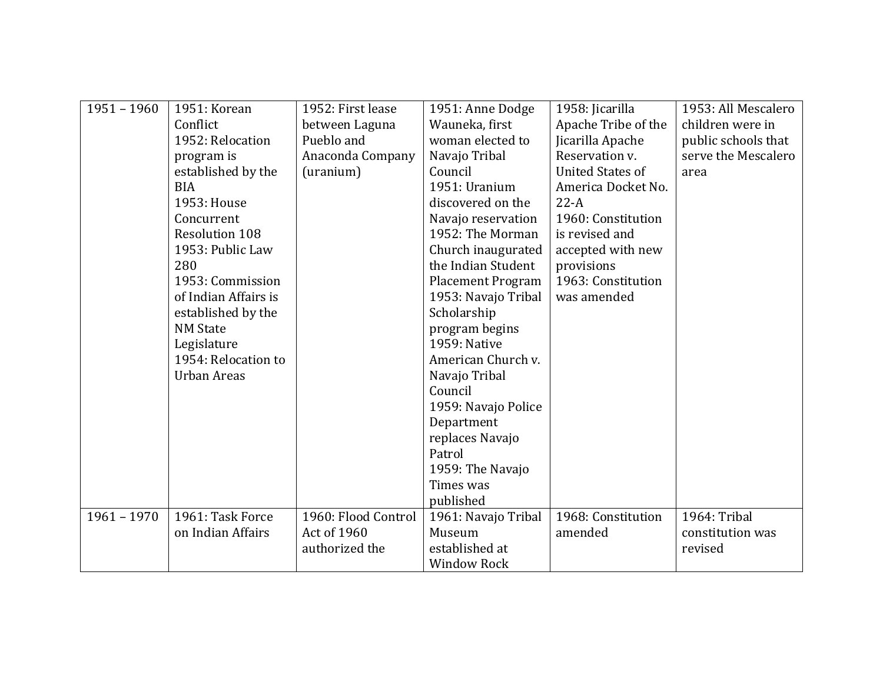| | | | | | |
|---|---|---|---|---|---|
| 1951 – 1960 | 1951: Korean Conflict<br>1952: Relocation program is established by the BIA<br>1953: House Concurrent Resolution 108<br>1953: Public Law 280<br>1953: Commission of Indian Affairs is established by the NM State Legislature<br>1954: Relocation to Urban Areas | 1952: First lease between Laguna Pueblo and Anaconda Company (uranium) | 1951: Anne Dodge Wauneka, first woman elected to Navajo Tribal Council<br>1951: Uranium discovered on the Navajo reservation<br>1952: The Morman Church inaugurated the Indian Student Placement Program<br>1953: Navajo Tribal Scholarship program begins<br>1959: Native American Church v. Navajo Tribal Council<br>1959: Navajo Police Department replaces Navajo Patrol<br>1959: The Navajo Times was published | 1958: Jicarilla Apache Tribe of the Jicarilla Apache Reservation v. United States of America Docket No. 22-A<br>1960: Constitution is revised and accepted with new provisions<br>1963: Constitution was amended | 1953: All Mescalero children were in public schools that serve the Mescalero area |
| 1961 – 1970 | 1961: Task Force on Indian Affairs | 1960: Flood Control Act of 1960 authorized the | 1961: Navajo Tribal Museum established at Window Rock | 1968: Constitution amended | 1964: Tribal constitution was revised |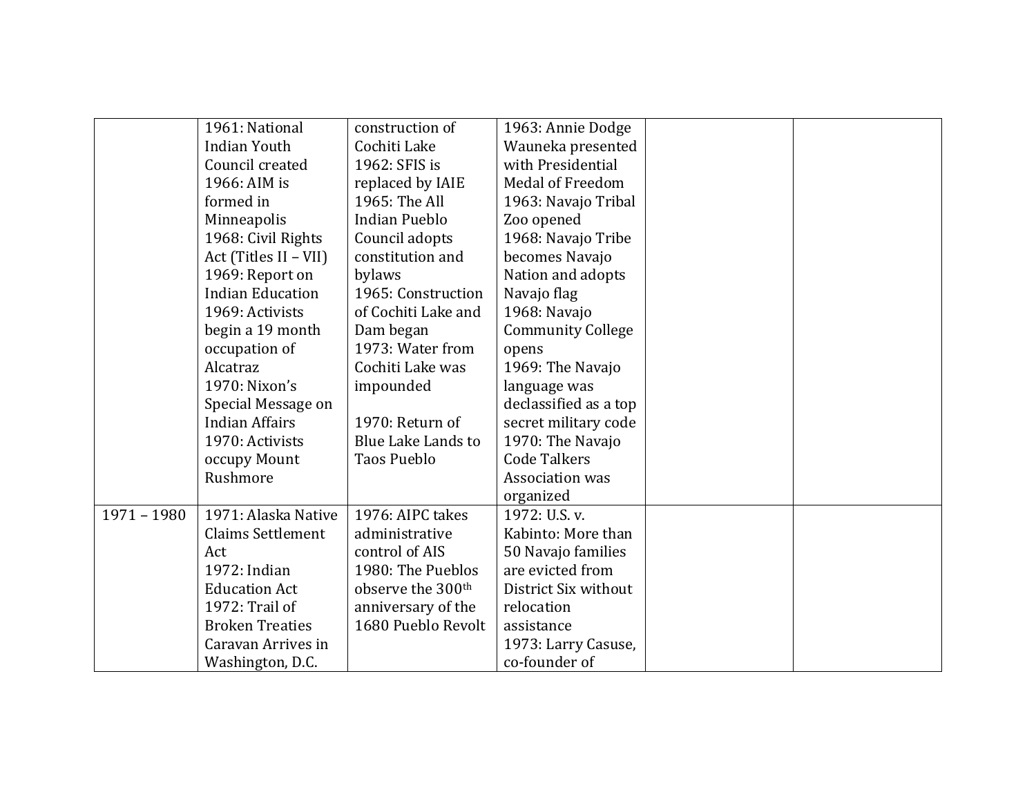| | | | | | |
|---|---|---|---|---|---|
| | 1961: National Indian Youth Council created<br>1966: AIM is formed in Minneapolis<br>1968: Civil Rights Act (Titles II – VII)<br>1969: Report on Indian Education<br>1969: Activists begin a 19 month occupation of Alcatraz<br>1970: Nixon's Special Message on Indian Affairs<br>1970: Activists occupy Mount Rushmore | construction of Cochiti Lake<br>1962: SFIS is replaced by IAIE<br>1965: The All Indian Pueblo Council adopts constitution and bylaws<br>1965: Construction of Cochiti Lake and Dam began<br>1973: Water from Cochiti Lake was impounded<br><br>1970: Return of Blue Lake Lands to Taos Pueblo | 1963: Annie Dodge Wauneka presented with Presidential Medal of Freedom<br>1963: Navajo Tribal Zoo opened<br>1968: Navajo Tribe becomes Navajo Nation and adopts Navajo flag<br>1968: Navajo Community College opens<br>1969: The Navajo language was declassified as a top secret military code<br>1970: The Navajo Code Talkers Association was organized | | |
| 1971 – 1980 | 1971: Alaska Native Claims Settlement Act<br>1972: Indian Education Act<br>1972: Trail of Broken Treaties Caravan Arrives in Washington, D.C. | 1976: AIPC takes administrative control of AIS<br>1980: The Pueblos observe the 300th anniversary of the 1680 Pueblo Revolt | 1972: U.S. v. Kabinto: More than 50 Navajo families are evicted from District Six without relocation assistance<br>1973: Larry Casuse, co-founder of | | |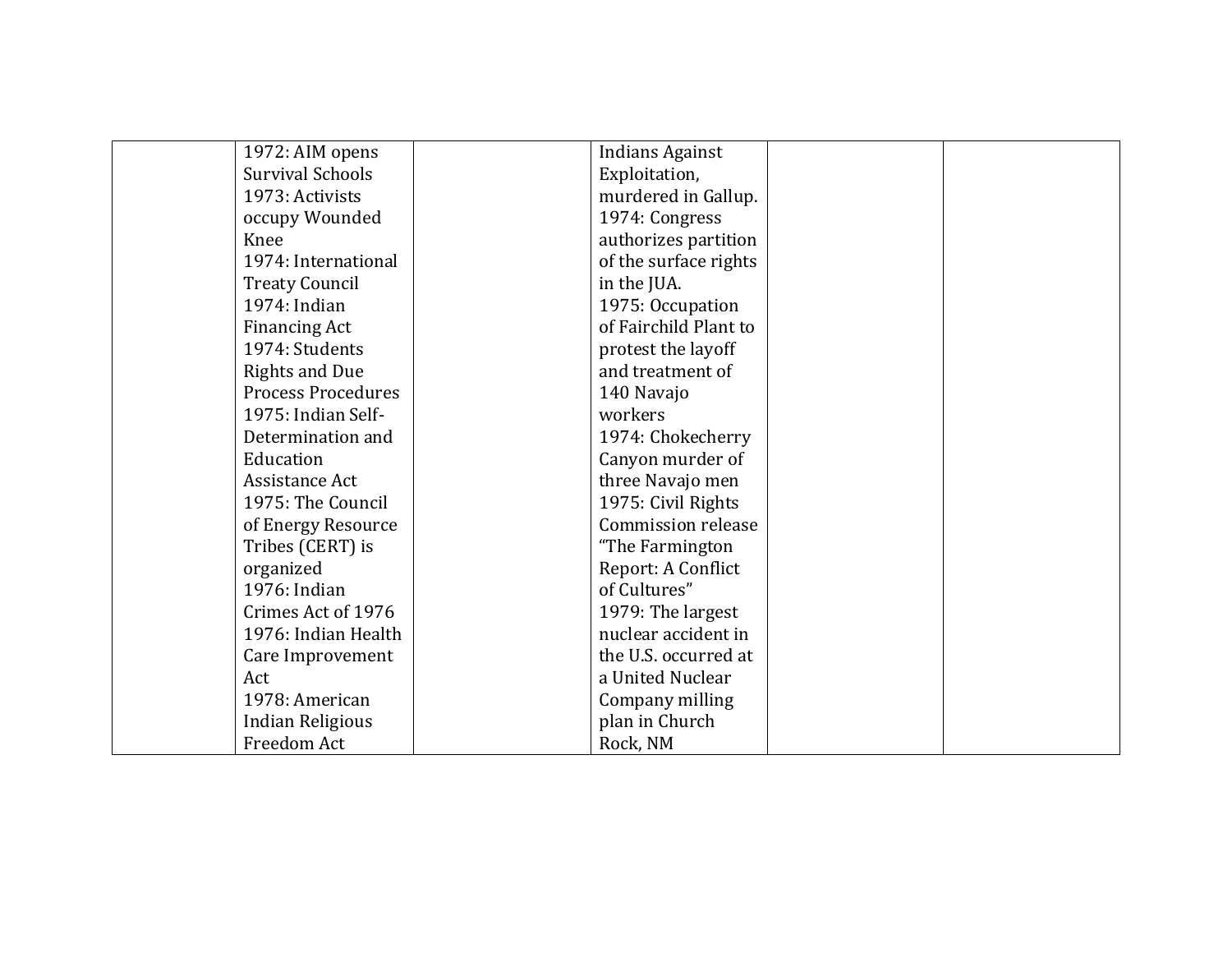| | | | | | |
|---|---|---|---|---|---|
| | 1972: AIM opens Survival Schools<br>1973: Activists occupy Wounded Knee<br>1974: International Treaty Council<br>1974: Indian Financing Act<br>1974: Students Rights and Due Process Procedures<br>1975: Indian Self-Determination and Education Assistance Act<br>1975: The Council of Energy Resource Tribes (CERT) is organized<br>1976: Indian Crimes Act of 1976<br>1976: Indian Health Care Improvement Act<br>1978: American Indian Religious Freedom Act | | Indians Against Exploitation, murdered in Gallup.<br>1974: Congress authorizes partition of the surface rights in the JUA.<br>1975: Occupation of Fairchild Plant to protest the layoff and treatment of 140 Navajo workers<br>1974: Chokecherry Canyon murder of three Navajo men<br>1975: Civil Rights Commission release "The Farmington Report: A Conflict of Cultures"<br>1979: The largest nuclear accident in the U.S. occurred at a United Nuclear Company milling plan in Church Rock, NM | | |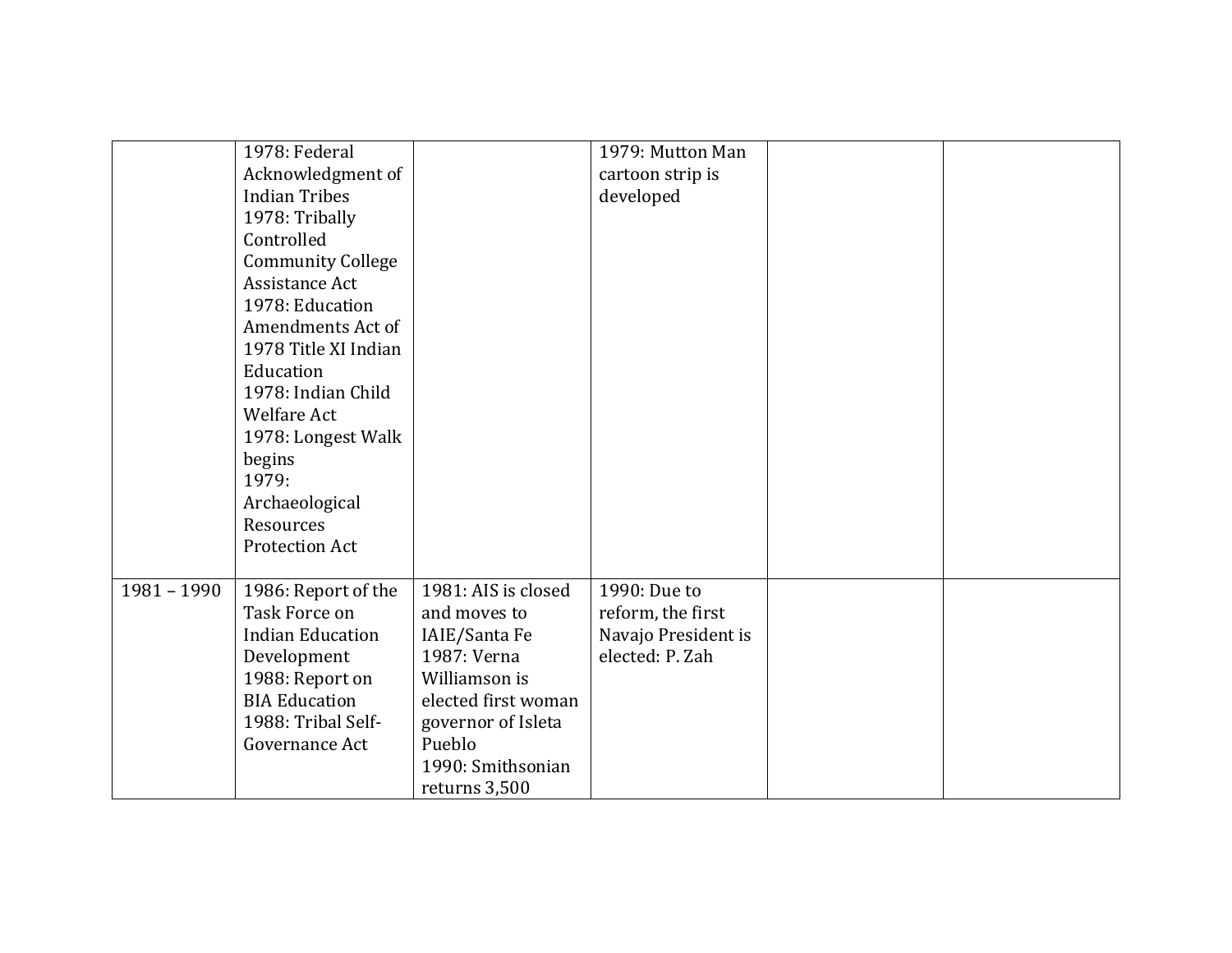| | | | | | |
|---|---|---|---|---|---|
| | 1978: Federal Acknowledgment of Indian Tribes<br>1978: Tribally Controlled Community College Assistance Act<br>1978: Education Amendments Act of 1978 Title XI Indian Education<br>1978: Indian Child Welfare Act<br>1978: Longest Walk begins<br>1979: Archaeological Resources Protection Act | | 1979: Mutton Man cartoon strip is developed | | |
| 1981 – 1990 | 1986: Report of the Task Force on Indian Education Development<br>1988: Report on BIA Education<br>1988: Tribal Self-Governance Act | 1981: AIS is closed and moves to IAIE/Santa Fe<br>1987: Verna Williamson is elected first woman governor of Isleta Pueblo<br>1990: Smithsonian returns 3,500 | 1990: Due to reform, the first Navajo President is elected: P. Zah | | |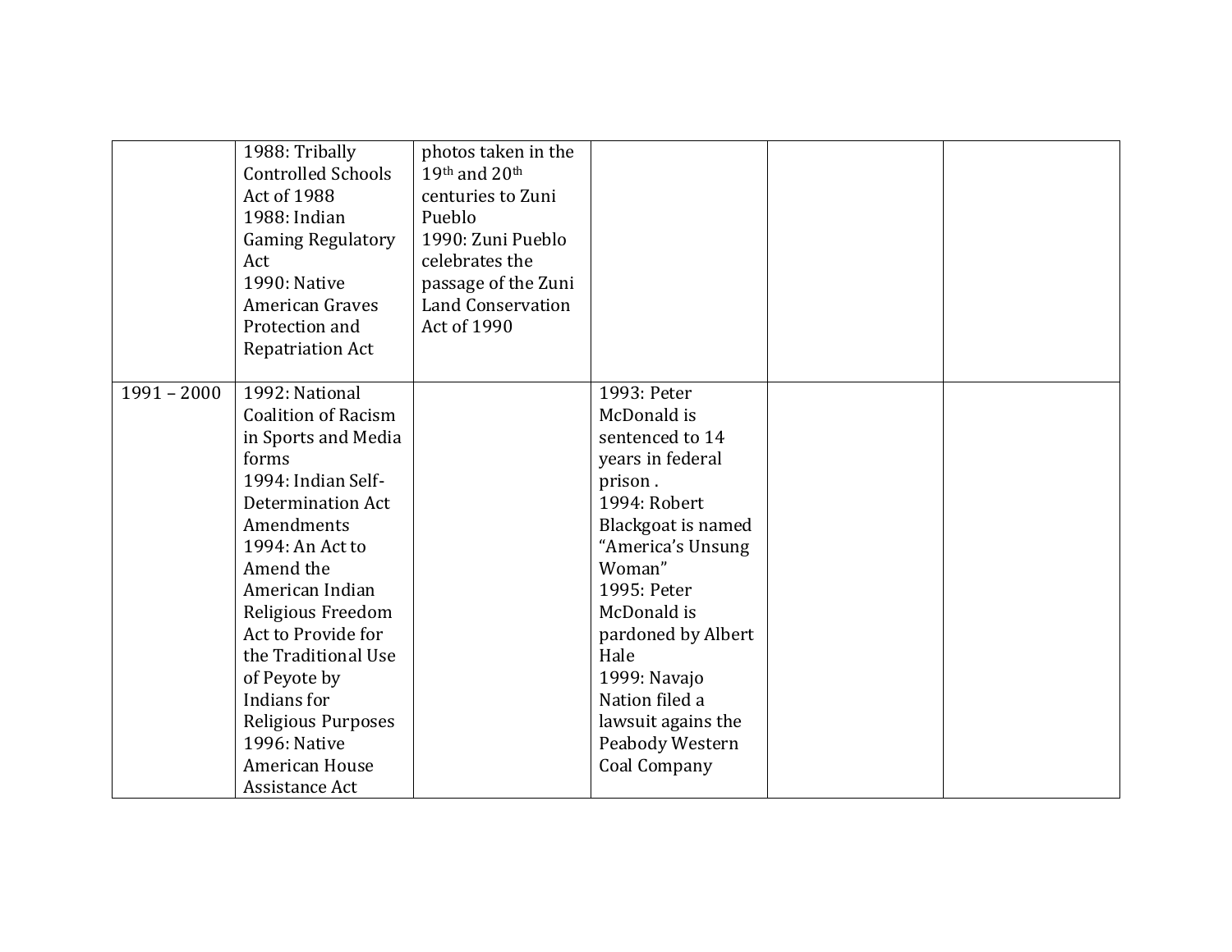| | | | | | |
|---|---|---|---|---|---|
| | 1988: Tribally Controlled Schools Act of 1988<br>1988: Indian Gaming Regulatory Act<br>1990: Native American Graves Protection and Repatriation Act | photos taken in the 19th and 20th centuries to Zuni Pueblo<br>1990: Zuni Pueblo celebrates the passage of the Zuni Land Conservation Act of 1990 | | | |
| 1991 – 2000 | 1992: National Coalition of Racism in Sports and Media forms<br>1994: Indian Self-Determination Act Amendments<br>1994: An Act to Amend the American Indian Religious Freedom Act to Provide for the Traditional Use of Peyote by Indians for Religious Purposes<br>1996: Native American House Assistance Act | | 1993: Peter McDonald is sentenced to 14 years in federal prison .<br>1994: Robert Blackgoat is named "America's Unsung Woman"<br>1995: Peter McDonald is pardoned by Albert Hale<br>1999: Navajo Nation filed a lawsuit agains the Peabody Western Coal Company | | |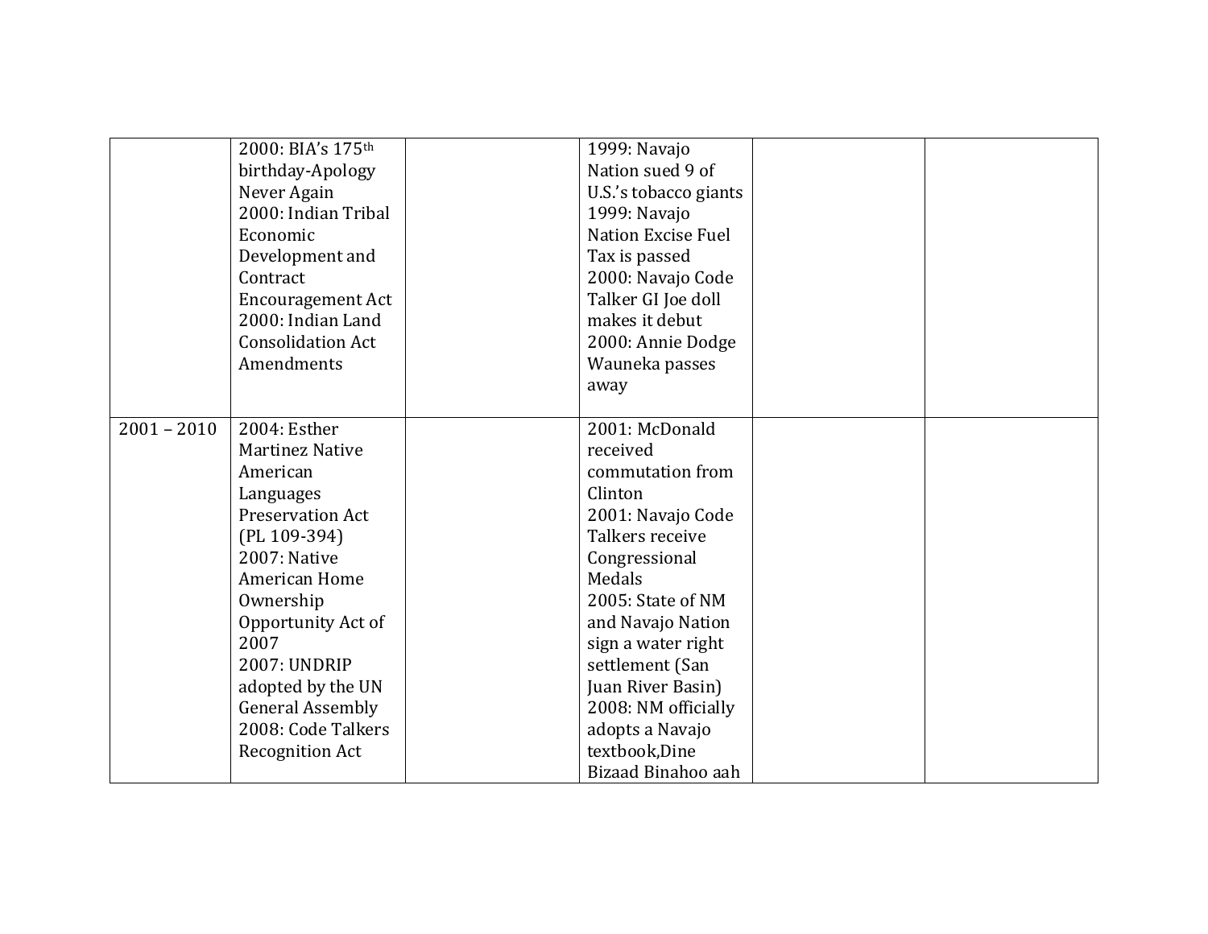| | | | | | |
|---|---|---|---|---|---|
| | 2000: BIA's 175th birthday-Apology Never Again<br>2000: Indian Tribal Economic Development and Contract Encouragement Act<br>2000: Indian Land Consolidation Act Amendments | | 1999: Navajo Nation sued 9 of U.S.'s tobacco giants<br>1999: Navajo Nation Excise Fuel Tax is passed<br>2000: Navajo Code Talker GI Joe doll makes it debut<br>2000: Annie Dodge Wauneka passes away | | |
| 2001 – 2010 | 2004: Esther Martinez Native American Languages Preservation Act (PL 109-394)<br>2007: Native American Home Ownership Opportunity Act of 2007<br>2007: UNDRIP adopted by the UN General Assembly<br>2008: Code Talkers Recognition Act | | 2001: McDonald received commutation from Clinton<br>2001: Navajo Code Talkers receive Congressional Medals<br>2005: State of NM and Navajo Nation sign a water right settlement (San Juan River Basin)<br>2008: NM officially adopts a Navajo textbook,Dine Bizaad Binahoo aah | | |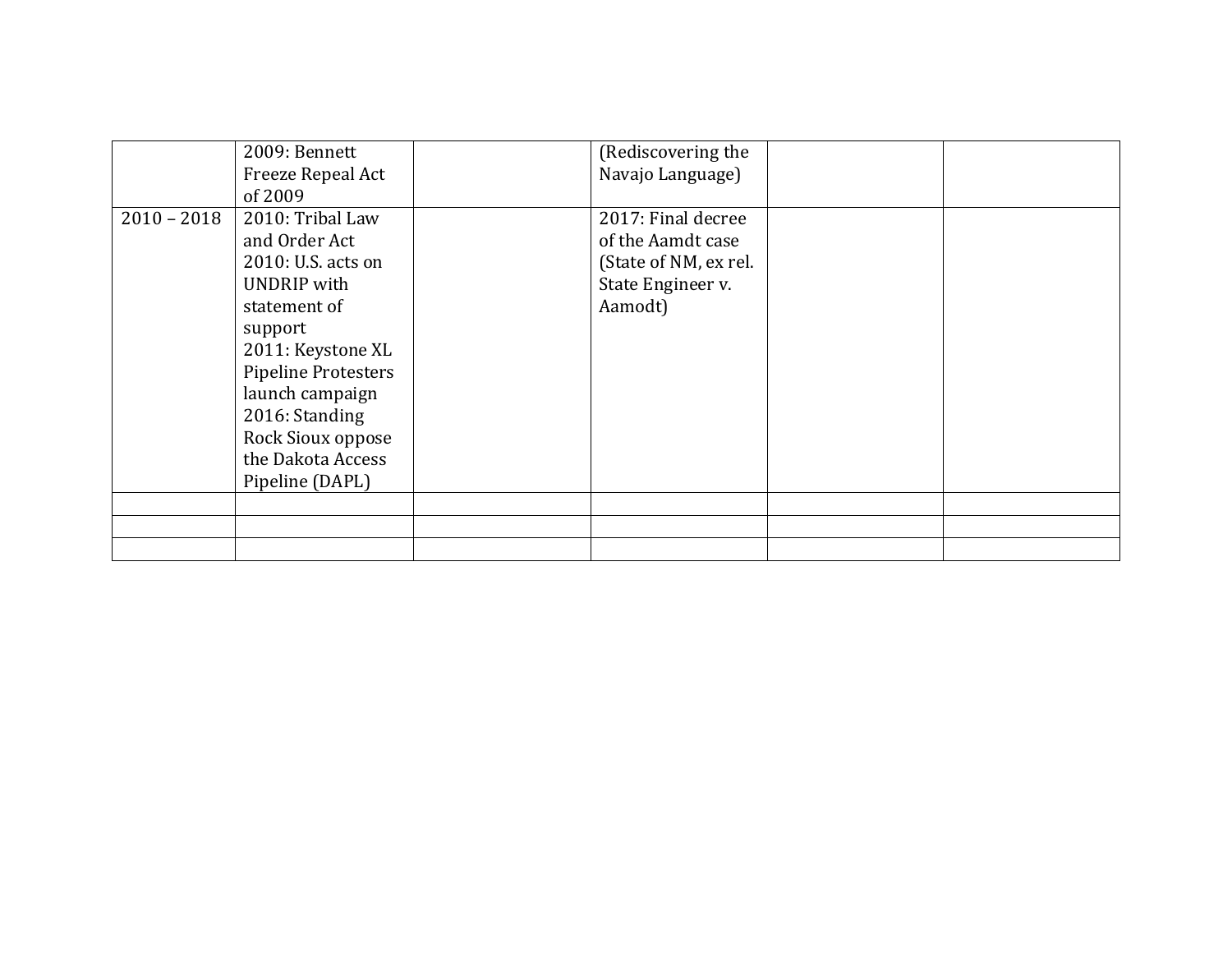| | | | | | |
|---|---|---|---|---|---|
| | 2009: Bennett Freeze Repeal Act of 2009 | | (Rediscovering the Navajo Language) | | |
| 2010 – 2018 | 2010: Tribal Law and Order Act<br>2010: U.S. acts on UNDRIP with statement of support<br>2011: Keystone XL Pipeline Protesters launch campaign<br>2016: Standing Rock Sioux oppose the Dakota Access Pipeline (DAPL) | | 2017: Final decree of the Aamdt case (State of NM, ex rel. State Engineer v. Aamodt) | | |
| | | | | | |
| | | | | | |
| | | | | | |